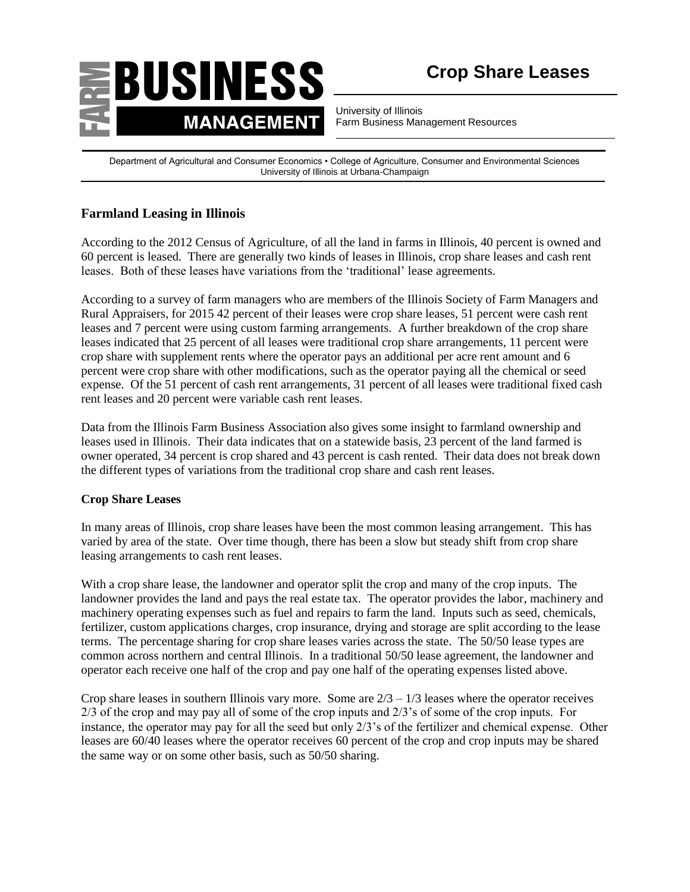# Crop Share Leases

University of Illinois
Farm Business Management Resources

Department of Agricultural and Consumer Economics • College of Agriculture, Consumer and Environmental Sciences
University of Illinois at Urbana-Champaign

## Farmland Leasing in Illinois

According to the 2012 Census of Agriculture, of all the land in farms in Illinois, 40 percent is owned and 60 percent is leased. There are generally two kinds of leases in Illinois, crop share leases and cash rent leases. Both of these leases have variations from the 'traditional' lease agreements.

According to a survey of farm managers who are members of the Illinois Society of Farm Managers and Rural Appraisers, for 2015 42 percent of their leases were crop share leases, 51 percent were cash rent leases and 7 percent were using custom farming arrangements. A further breakdown of the crop share leases indicated that 25 percent of all leases were traditional crop share arrangements, 11 percent were crop share with supplement rents where the operator pays an additional per acre rent amount and 6 percent were crop share with other modifications, such as the operator paying all the chemical or seed expense. Of the 51 percent of cash rent arrangements, 31 percent of all leases were traditional fixed cash rent leases and 20 percent were variable cash rent leases.

Data from the Illinois Farm Business Association also gives some insight to farmland ownership and leases used in Illinois. Their data indicates that on a statewide basis, 23 percent of the land farmed is owner operated, 34 percent is crop shared and 43 percent is cash rented. Their data does not break down the different types of variations from the traditional crop share and cash rent leases.

### Crop Share Leases

In many areas of Illinois, crop share leases have been the most common leasing arrangement. This has varied by area of the state. Over time though, there has been a slow but steady shift from crop share leasing arrangements to cash rent leases.

With a crop share lease, the landowner and operator split the crop and many of the crop inputs. The landowner provides the land and pays the real estate tax. The operator provides the labor, machinery and machinery operating expenses such as fuel and repairs to farm the land. Inputs such as seed, chemicals, fertilizer, custom applications charges, crop insurance, drying and storage are split according to the lease terms. The percentage sharing for crop share leases varies across the state. The 50/50 lease types are common across northern and central Illinois. In a traditional 50/50 lease agreement, the landowner and operator each receive one half of the crop and pay one half of the operating expenses listed above.

Crop share leases in southern Illinois vary more. Some are 2/3 – 1/3 leases where the operator receives 2/3 of the crop and may pay all of some of the crop inputs and 2/3's of some of the crop inputs. For instance, the operator may pay for all the seed but only 2/3's of the fertilizer and chemical expense. Other leases are 60/40 leases where the operator receives 60 percent of the crop and crop inputs may be shared the same way or on some other basis, such as 50/50 sharing.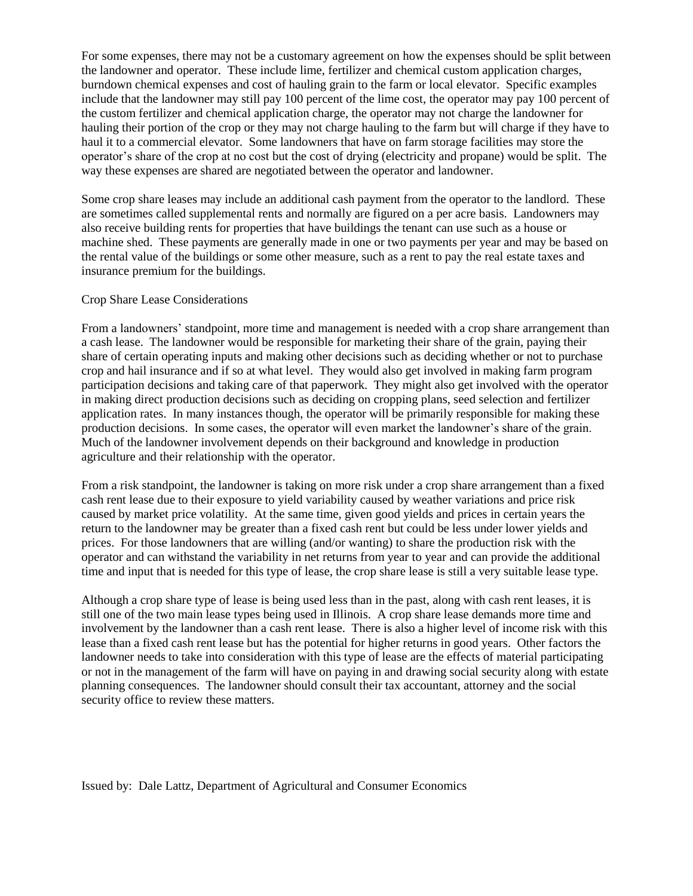For some expenses, there may not be a customary agreement on how the expenses should be split between the landowner and operator. These include lime, fertilizer and chemical custom application charges, burndown chemical expenses and cost of hauling grain to the farm or local elevator. Specific examples include that the landowner may still pay 100 percent of the lime cost, the operator may pay 100 percent of the custom fertilizer and chemical application charge, the operator may not charge the landowner for hauling their portion of the crop or they may not charge hauling to the farm but will charge if they have to haul it to a commercial elevator. Some landowners that have on farm storage facilities may store the operator's share of the crop at no cost but the cost of drying (electricity and propane) would be split. The way these expenses are shared are negotiated between the operator and landowner.

Some crop share leases may include an additional cash payment from the operator to the landlord. These are sometimes called supplemental rents and normally are figured on a per acre basis. Landowners may also receive building rents for properties that have buildings the tenant can use such as a house or machine shed. These payments are generally made in one or two payments per year and may be based on the rental value of the buildings or some other measure, such as a rent to pay the real estate taxes and insurance premium for the buildings.

## Crop Share Lease Considerations

From a landowners' standpoint, more time and management is needed with a crop share arrangement than a cash lease. The landowner would be responsible for marketing their share of the grain, paying their share of certain operating inputs and making other decisions such as deciding whether or not to purchase crop and hail insurance and if so at what level. They would also get involved in making farm program participation decisions and taking care of that paperwork. They might also get involved with the operator in making direct production decisions such as deciding on cropping plans, seed selection and fertilizer application rates. In many instances though, the operator will be primarily responsible for making these production decisions. In some cases, the operator will even market the landowner's share of the grain. Much of the landowner involvement depends on their background and knowledge in production agriculture and their relationship with the operator.

From a risk standpoint, the landowner is taking on more risk under a crop share arrangement than a fixed cash rent lease due to their exposure to yield variability caused by weather variations and price risk caused by market price volatility. At the same time, given good yields and prices in certain years the return to the landowner may be greater than a fixed cash rent but could be less under lower yields and prices. For those landowners that are willing (and/or wanting) to share the production risk with the operator and can withstand the variability in net returns from year to year and can provide the additional time and input that is needed for this type of lease, the crop share lease is still a very suitable lease type.

Although a crop share type of lease is being used less than in the past, along with cash rent leases, it is still one of the two main lease types being used in Illinois. A crop share lease demands more time and involvement by the landowner than a cash rent lease. There is also a higher level of income risk with this lease than a fixed cash rent lease but has the potential for higher returns in good years. Other factors the landowner needs to take into consideration with this type of lease are the effects of material participating or not in the management of the farm will have on paying in and drawing social security along with estate planning consequences. The landowner should consult their tax accountant, attorney and the social security office to review these matters.

Issued by: Dale Lattz, Department of Agricultural and Consumer Economics